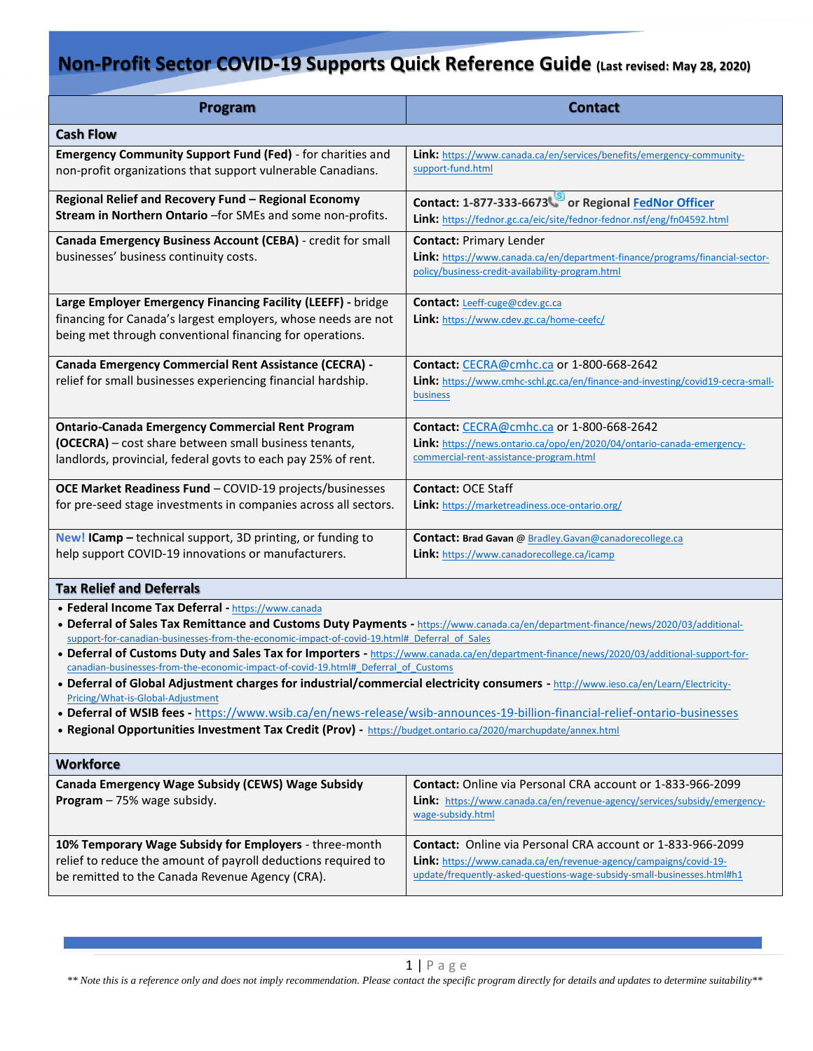# Non-Profit Sector COVID-19 Supports Quick Reference Guide (Last revised: May 28, 2020)

| Program | Contact |
|---|---|
| **Cash Flow** | |
| **Emergency Community Support Fund (Fed)** - for charities and non-profit organizations that support vulnerable Canadians. | **Link:** https://www.canada.ca/en/services/benefits/emergency-community-support-fund.html |
| **Regional Relief and Recovery Fund – Regional Economy Stream in Northern Ontario** –for SMEs and some non-profits. | **Contact: 1-877-333-6673 or Regional FedNor Officer** **Link:** https://fednor.gc.ca/eic/site/fednor-fednor.nsf/eng/fn04592.html |
| **Canada Emergency Business Account (CEBA)** - credit for small businesses' business continuity costs. | **Contact:** Primary Lender **Link:** https://www.canada.ca/en/department-finance/programs/financial-sector-policy/business-credit-availability-program.html |
| **Large Employer Emergency Financing Facility (LEEFF)** - bridge financing for Canada's largest employers, whose needs are not being met through conventional financing for operations. | **Contact:** Leeff-cuge@cdev.gc.ca **Link:** https://www.cdev.gc.ca/home-ceefc/ |
| **Canada Emergency Commercial Rent Assistance (CECRA)** - relief for small businesses experiencing financial hardship. | **Contact:** CECRA@cmhc.ca or 1-800-668-2642 **Link:** https://www.cmhc-schl.gc.ca/en/finance-and-investing/covid19-cecra-small-business |
| **Ontario-Canada Emergency Commercial Rent Program (OCECRA)** – cost share between small business tenants, landlords, provincial, federal govts to each pay 25% of rent. | **Contact:** CECRA@cmhc.ca or 1-800-668-2642 **Link:** https://news.ontario.ca/opo/en/2020/04/ontario-canada-emergency-commercial-rent-assistance-program.html |
| **OCE Market Readiness Fund** – COVID-19 projects/businesses for pre-seed stage investments in companies across all sectors. | **Contact:** OCE Staff **Link:** https://marketreadiness.oce-ontario.org/ |
| **New! ICamp** – technical support, 3D printing, or funding to help support COVID-19 innovations or manufacturers. | **Contact: Brad Gavan** @ Bradley.Gavan@canadorecollege.ca **Link:** https://www.canadorecollege.ca/icamp |

## Tax Relief and Deferrals

- **Federal Income Tax Deferral** - https://www.canada
- **Deferral of Sales Tax Remittance and Customs Duty Payments** - https://www.canada.ca/en/department-finance/news/2020/03/additional-support-for-canadian-businesses-from-the-economic-impact-of-covid-19.html#_Deferral_of_Sales
- **Deferral of Customs Duty and Sales Tax for Importers** - https://www.canada.ca/en/department-finance/news/2020/03/additional-support-for-canadian-businesses-from-the-economic-impact-of-covid-19.html#_Deferral_of_Customs
- **Deferral of Global Adjustment charges for industrial/commercial electricity consumers** - http://www.ieso.ca/en/Learn/Electricity-Pricing/What-is-Global-Adjustment
- **Deferral of WSIB fees** - https://www.wsib.ca/en/news-release/wsib-announces-19-billion-financial-relief-ontario-businesses
- **Regional Opportunities Investment Tax Credit (Prov)** - https://budget.ontario.ca/2020/marchupdate/annex.html

## Workforce

| Program | Contact |
|---|---|
| **Canada Emergency Wage Subsidy (CEWS) Wage Subsidy Program** – 75% wage subsidy. | **Contact:** Online via Personal CRA account or 1-833-966-2099 **Link:** https://www.canada.ca/en/revenue-agency/services/subsidy/emergency-wage-subsidy.html |
| **10% Temporary Wage Subsidy for Employers** - three-month relief to reduce the amount of payroll deductions required to be remitted to the Canada Revenue Agency (CRA). | **Contact:** Online via Personal CRA account or 1-833-966-2099 **Link:** https://www.canada.ca/en/revenue-agency/campaigns/covid-19-update/frequently-asked-questions-wage-subsidy-small-businesses.html#h1 |

*\** Note this is a reference only and does not imply recommendation. Please contact the specific program directly for details and updates to determine suitability\*\**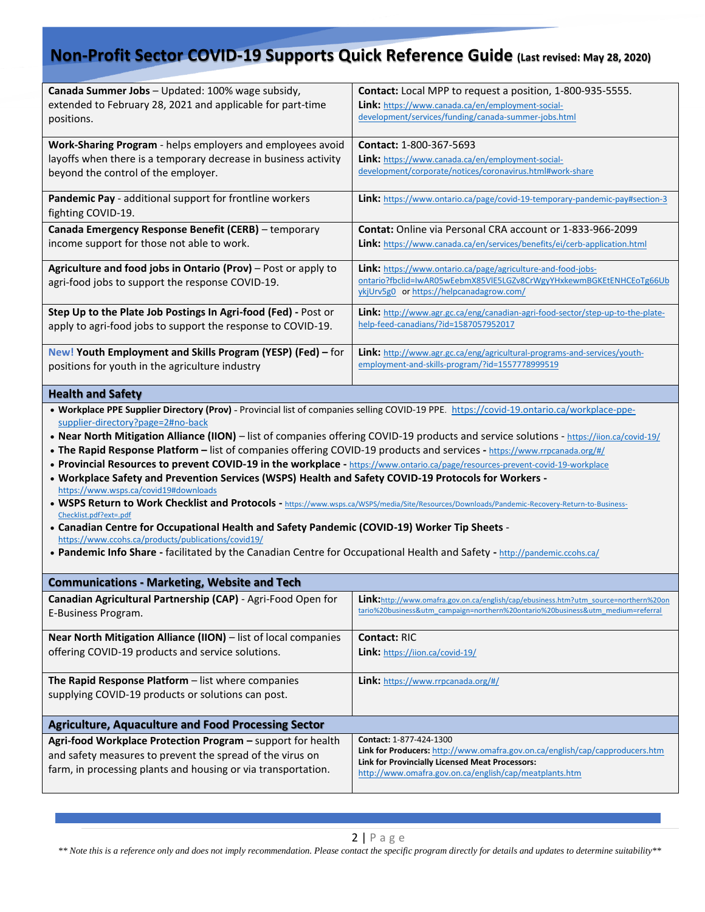# Non-Profit Sector COVID-19 Supports Quick Reference Guide (Last revised: May 28, 2020)

| | |
|---|---|
| **Canada Summer Jobs** – Updated: 100% wage subsidy, extended to February 28, 2021 and applicable for part-time positions. | **Contact:** Local MPP to request a position, 1-800-935-5555.<br>**Link:** https://www.canada.ca/en/employment-social-development/services/funding/canada-summer-jobs.html |
| **Work-Sharing Program** - helps employers and employees avoid layoffs when there is a temporary decrease in business activity beyond the control of the employer. | **Contact:** 1-800-367-5693<br>**Link:** https://www.canada.ca/en/employment-social-development/corporate/notices/coronavirus.html#work-share |
| **Pandemic Pay** - additional support for frontline workers fighting COVID-19. | **Link:** https://www.ontario.ca/page/covid-19-temporary-pandemic-pay#section-3 |
| **Canada Emergency Response Benefit (CERB)** – temporary income support for those not able to work. | **Contat:** Online via Personal CRA account or 1-833-966-2099<br>**Link:** https://www.canada.ca/en/services/benefits/ei/cerb-application.html |
| **Agriculture and food jobs in Ontario (Prov)** – Post or apply to agri-food jobs to support the response COVID-19. | **Link:** https://www.ontario.ca/page/agriculture-and-food-jobs-ontario?fbclid=IwAR05wEebmX85VlE5LGZv8CrWgyYHxkewmBGKEtENHCEoTg66UbykjUrv5g0 or https://helpcanadagrow.com/ |
| **Step Up to the Plate Job Postings In Agri-food (Fed)** - Post or apply to agri-food jobs to support the response to COVID-19. | **Link:** http://www.agr.gc.ca/eng/canadian-agri-food-sector/step-up-to-the-plate-help-feed-canadians/?id=1587057952017 |
| **New! Youth Employment and Skills Program (YESP) (Fed)** – for positions for youth in the agriculture industry | **Link:** http://www.agr.gc.ca/eng/agricultural-programs-and-services/youth-employment-and-skills-program/?id=1557778999519 |

## Health and Safety

- **Workplace PPE Supplier Directory (Prov)** - Provincial list of companies selling COVID-19 PPE. https://covid-19.ontario.ca/workplace-ppe-supplier-directory?page=2#no-back
- **Near North Mitigation Alliance (IION)** – list of companies offering COVID-19 products and service solutions - https://iion.ca/covid-19/
- **The Rapid Response Platform** – list of companies offering COVID-19 products and services - https://www.rrpcanada.org/#/
- **Provincial Resources to prevent COVID-19 in the workplace** - https://www.ontario.ca/page/resources-prevent-covid-19-workplace
- **Workplace Safety and Prevention Services (WSPS) Health and Safety COVID-19 Protocols for Workers** - https://www.wsps.ca/covid19#downloads
- **WSPS Return to Work Checklist and Protocols** - https://www.wsps.ca/WSPS/media/Site/Resources/Downloads/Pandemic-Recovery-Return-to-Business-Checklist.pdf?ext=.pdf
- **Canadian Centre for Occupational Health and Safety Pandemic (COVID-19) Worker Tip Sheets** - https://www.ccohs.ca/products/publications/covid19/
- **Pandemic Info Share** - facilitated by the Canadian Centre for Occupational Health and Safety - http://pandemic.ccohs.ca/

## Communications - Marketing, Website and Tech

| | |
|---|---|
| **Canadian Agricultural Partnership (CAP)** - Agri-Food Open for E-Business Program. | **Link:** http://www.omafra.gov.on.ca/english/cap/ebusiness.htm?utm_source=northern%20ontario%20business&utm_campaign=northern%20ontario%20business&utm_medium=referral |
| **Near North Mitigation Alliance (IION)** – list of local companies offering COVID-19 products and service solutions. | **Contact:** RIC<br>**Link:** https://iion.ca/covid-19/ |
| **The Rapid Response Platform** – list where companies supplying COVID-19 products or solutions can post. | **Link:** https://www.rrpcanada.org/#/ |

## Agriculture, Aquaculture and Food Processing Sector

| | |
|---|---|
| **Agri-food Workplace Protection Program** – support for health and safety measures to prevent the spread of the virus on farm, in processing plants and housing or via transportation. | **Contact:** 1-877-424-1300<br>**Link for Producers:** http://www.omafra.gov.on.ca/english/cap/capproducers.htm<br>**Link for Provincially Licensed Meat Processors:** http://www.omafra.gov.on.ca/english/cap/meatplants.htm |

*** Note this is a reference only and does not imply recommendation. Please contact the specific program directly for details and updates to determine suitability***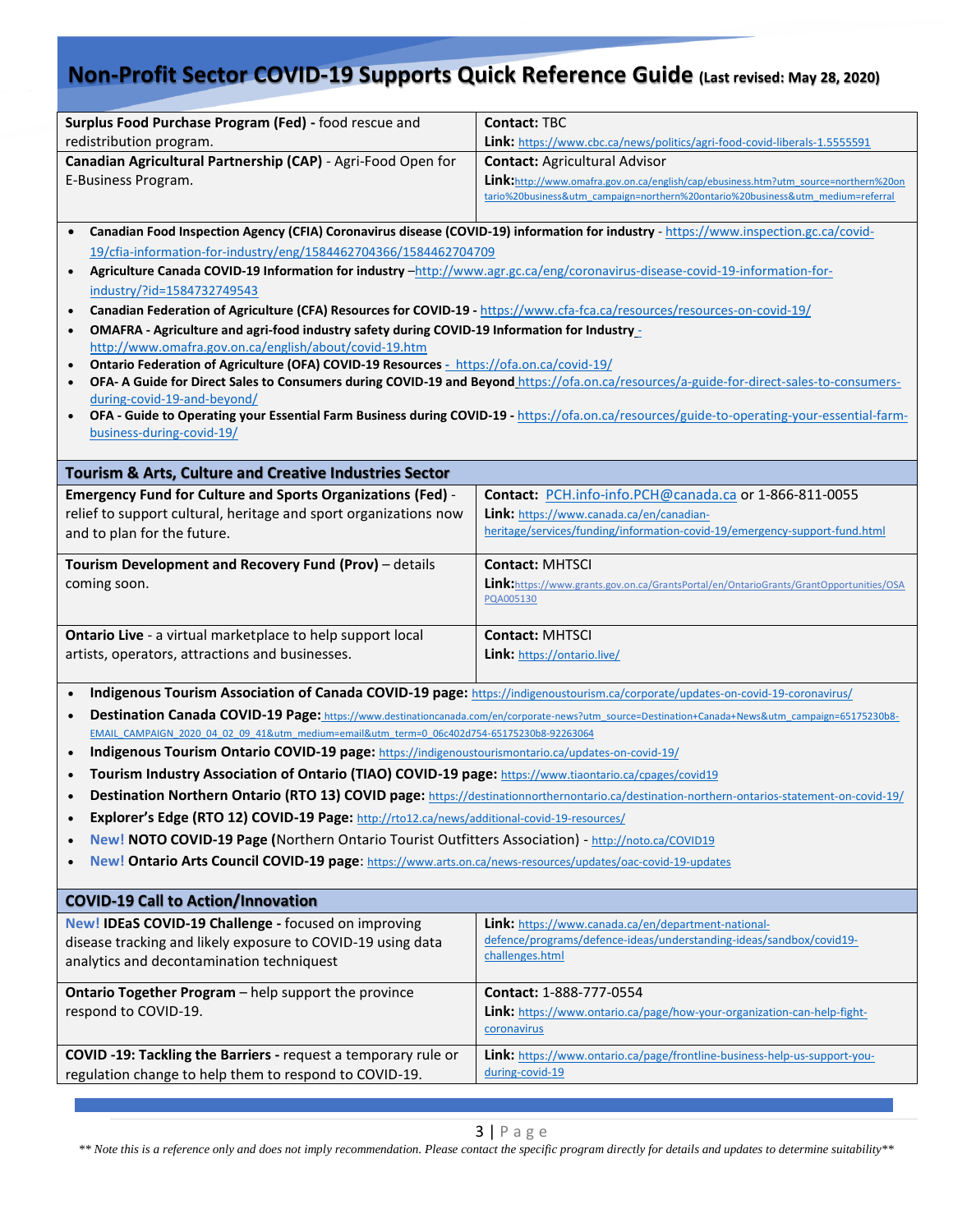| | |
|---|---|
| **Surplus Food Purchase Program (Fed) -** food rescue and redistribution program. | **Contact:** TBC<br>**Link:** https://www.cbc.ca/news/politics/agri-food-covid-liberals-1.5555591 |
| **Canadian Agricultural Partnership (CAP)** - Agri-Food Open for E-Business Program. | **Contact:** Agricultural Advisor<br>**Link:** http://www.omafra.gov.on.ca/english/cap/ebusiness.htm?utm_source=northern%20ontario%20business&utm_campaign=northern%20ontario%20business&utm_medium=referral |

- **Canadian Food Inspection Agency (CFIA) Coronavirus disease (COVID-19) information for industry** - https://www.inspection.gc.ca/covid-19/cfia-information-for-industry/eng/1584462704366/1584462704709
- **Agriculture Canada COVID-19 Information for industry** –http://www.agr.gc.ca/eng/coronavirus-disease-covid-19-information-for-industry/?id=1584732749543
- **Canadian Federation of Agriculture (CFA) Resources for COVID-19 -** https://www.cfa-fca.ca/resources/resources-on-covid-19/
- **OMAFRA - Agriculture and agri-food industry safety during COVID-19 Information for Industry** - http://www.omafra.gov.on.ca/english/about/covid-19.htm
- **Ontario Federation of Agriculture (OFA) COVID-19 Resources** - https://ofa.on.ca/covid-19/
- **OFA- A Guide for Direct Sales to Consumers during COVID-19 and Beyond** https://ofa.on.ca/resources/a-guide-for-direct-sales-to-consumers-during-covid-19-and-beyond/
- **OFA - Guide to Operating your Essential Farm Business during COVID-19 -** https://ofa.on.ca/resources/guide-to-operating-your-essential-farm-business-during-covid-19/

## Tourism & Arts, Culture and Creative Industries Sector

| | |
|---|---|
| **Emergency Fund for Culture and Sports Organizations (Fed)** - relief to support cultural, heritage and sport organizations now and to plan for the future. | **Contact:** PCH.info-info.PCH@canada.ca or 1-866-811-0055<br>**Link:** https://www.canada.ca/en/canadian-heritage/services/funding/information-covid-19/emergency-support-fund.html |
| **Tourism Development and Recovery Fund (Prov)** – details coming soon. | **Contact:** MHTSCI<br>**Link:** https://www.grants.gov.on.ca/GrantsPortal/en/OntarioGrants/GrantOpportunities/OSAPQA005130 |
| **Ontario Live** - a virtual marketplace to help support local artists, operators, attractions and businesses. | **Contact:** MHTSCI<br>**Link:** https://ontario.live/ |

- **Indigenous Tourism Association of Canada COVID-19 page:** https://indigenoustourism.ca/corporate/updates-on-covid-19-coronavirus/
- **Destination Canada COVID-19 Page:** https://www.destinationcanada.com/en/corporate-news?utm_source=Destination+Canada+News&utm_campaign=65175230b8-EMAIL_CAMPAIGN_2020_04_02_09_41&utm_medium=email&utm_term=0_06c402d754-65175230b8-92263064
- **Indigenous Tourism Ontario COVID-19 page:** https://indigenoustourismontario.ca/updates-on-covid-19/
- **Tourism Industry Association of Ontario (TIAO) COVID-19 page:** https://www.tiaontario.ca/cpages/covid19
- **Destination Northern Ontario (RTO 13) COVID page:** https://destinationnorthernontario.ca/destination-northern-ontarios-statement-on-covid-19/
- **Explorer's Edge (RTO 12) COVID-19 Page:** http://rto12.ca/news/additional-covid-19-resources/
- **New! NOTO COVID-19 Page (**Northern Ontario Tourist Outfitters Association) - http://noto.ca/COVID19
- **New! Ontario Arts Council COVID-19 page**: https://www.arts.on.ca/news-resources/updates/oac-covid-19-updates

## COVID-19 Call to Action/Innovation

| | |
|---|---|
| **New! IDEaS COVID-19 Challenge -** focused on improving disease tracking and likely exposure to COVID-19 using data analytics and decontamination techniquest | **Link:** https://www.canada.ca/en/department-national-defence/programs/defence-ideas/understanding-ideas/sandbox/covid19-challenges.html |
| **Ontario Together Program** – help support the province respond to COVID-19. | **Contact:** 1-888-777-0554<br>**Link:** https://www.ontario.ca/page/how-your-organization-can-help-fight-coronavirus |
| **COVID -19: Tackling the Barriers -** request a temporary rule or regulation change to help them to respond to COVID-19. | **Link:** https://www.ontario.ca/page/frontline-business-help-us-support-you-during-covid-19 |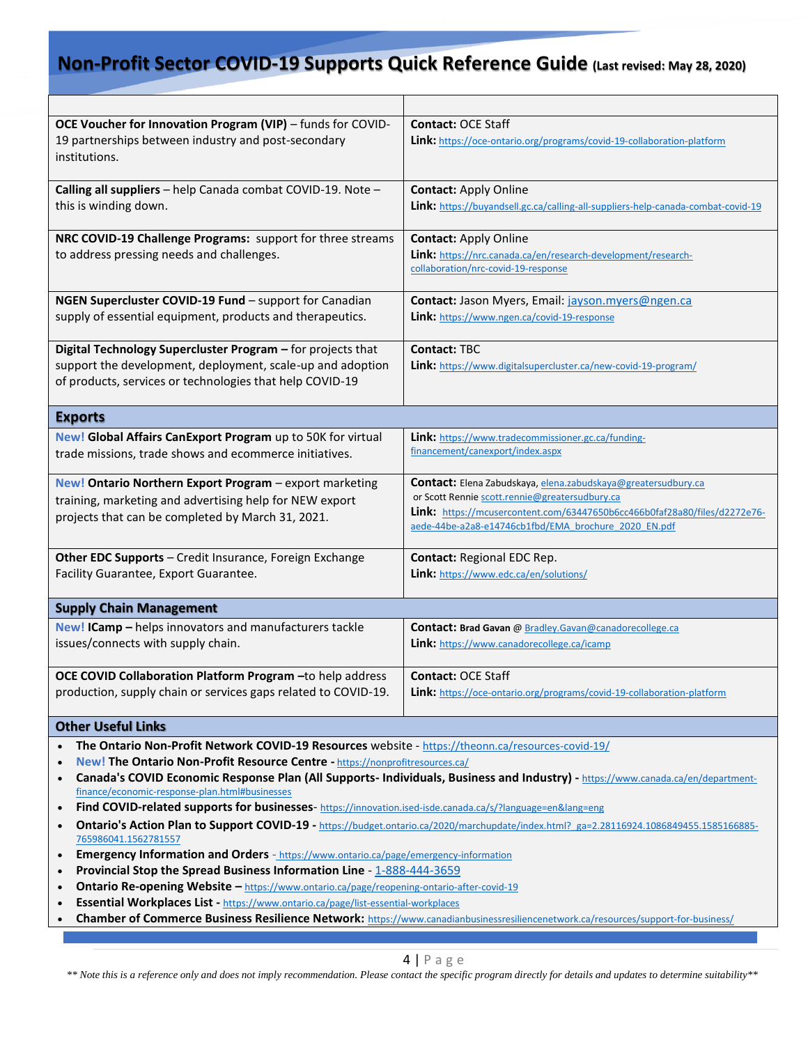# Non-Profit Sector COVID-19 Supports Quick Reference Guide (Last revised: May 28, 2020)

| | |
|---|---|
| **OCE Voucher for Innovation Program (VIP)** – funds for COVID-19 partnerships between industry and post-secondary institutions. | **Contact:** OCE Staff<br>**Link:** https://oce-ontario.org/programs/covid-19-collaboration-platform |
| **Calling all suppliers** – help Canada combat COVID-19. Note – this is winding down. | **Contact:** Apply Online<br>**Link:** https://buyandsell.gc.ca/calling-all-suppliers-help-canada-combat-covid-19 |
| **NRC COVID-19 Challenge Programs:** support for three streams to address pressing needs and challenges. | **Contact:** Apply Online<br>**Link:** https://nrc.canada.ca/en/research-development/research-collaboration/nrc-covid-19-response |
| **NGEN Supercluster COVID-19 Fund** – support for Canadian supply of essential equipment, products and therapeutics. | **Contact:** Jason Myers, Email: jayson.myers@ngen.ca<br>**Link:** https://www.ngen.ca/covid-19-response |
| **Digital Technology Supercluster Program –** for projects that support the development, deployment, scale-up and adoption of products, services or technologies that help COVID-19 | **Contact:** TBC<br>**Link:** https://www.digitalsupercluster.ca/new-covid-19-program/ |
| **Exports** | |
| **New! Global Affairs CanExport Program** up to 50K for virtual trade missions, trade shows and ecommerce initiatives. | **Link:** https://www.tradecommissioner.gc.ca/funding-financement/canexport/index.aspx |
| **New! Ontario Northern Export Program** – export marketing training, marketing and advertising help for NEW export projects that can be completed by March 31, 2021. | **Contact:** Elena Zabudskaya, elena.zabudskaya@greatersudbury.ca or Scott Rennie scott.rennie@greatersudbury.ca<br>**Link:** https://mcusercontent.com/63447650b6cc466b0faf28a80/files/d2272e76-aede-44be-a2a8-e14746cb1fbd/EMA_brochure_2020_EN.pdf |
| **Other EDC Supports** – Credit Insurance, Foreign Exchange Facility Guarantee, Export Guarantee. | **Contact:** Regional EDC Rep.<br>**Link:** https://www.edc.ca/en/solutions/ |
| **Supply Chain Management** | |
| **New! ICamp –** helps innovators and manufacturers tackle issues/connects with supply chain. | **Contact:** **Brad Gavan** @ Bradley.Gavan@canadorecollege.ca<br>**Link:** https://www.canadorecollege.ca/icamp |
| **OCE COVID Collaboration Platform Program** –to help address production, supply chain or services gaps related to COVID-19. | **Contact:** OCE Staff<br>**Link:** https://oce-ontario.org/programs/covid-19-collaboration-platform |

## Other Useful Links

- **The Ontario Non-Profit Network COVID-19 Resources** website - https://theonn.ca/resources-covid-19/
- **New! The Ontario Non-Profit Resource Centre -** https://nonprofitresources.ca/
- **Canada's COVID Economic Response Plan (All Supports- Individuals, Business and Industry) -** https://www.canada.ca/en/department-finance/economic-response-plan.html#businesses
- **Find COVID-related supports for businesses**- https://innovation.ised-isde.canada.ca/s/?language=en&lang=eng
- **Ontario's Action Plan to Support COVID-19 -** https://budget.ontario.ca/2020/marchupdate/index.html?_ga=2.28116924.1086849455.1585166885-765986041.1562781557
- **Emergency Information and Orders** - https://www.ontario.ca/page/emergency-information
- **Provincial Stop the Spread Business Information Line** - 1-888-444-3659
- **Ontario Re-opening Website –** https://www.ontario.ca/page/reopening-ontario-after-covid-19
- **Essential Workplaces List -** https://www.ontario.ca/page/list-essential-workplaces
- **Chamber of Commerce Business Resilience Network:** https://www.canadianbusinessresiliencenetwork.ca/resources/support-for-business/

*** Note this is a reference only and does not imply recommendation. Please contact the specific program directly for details and updates to determine suitability***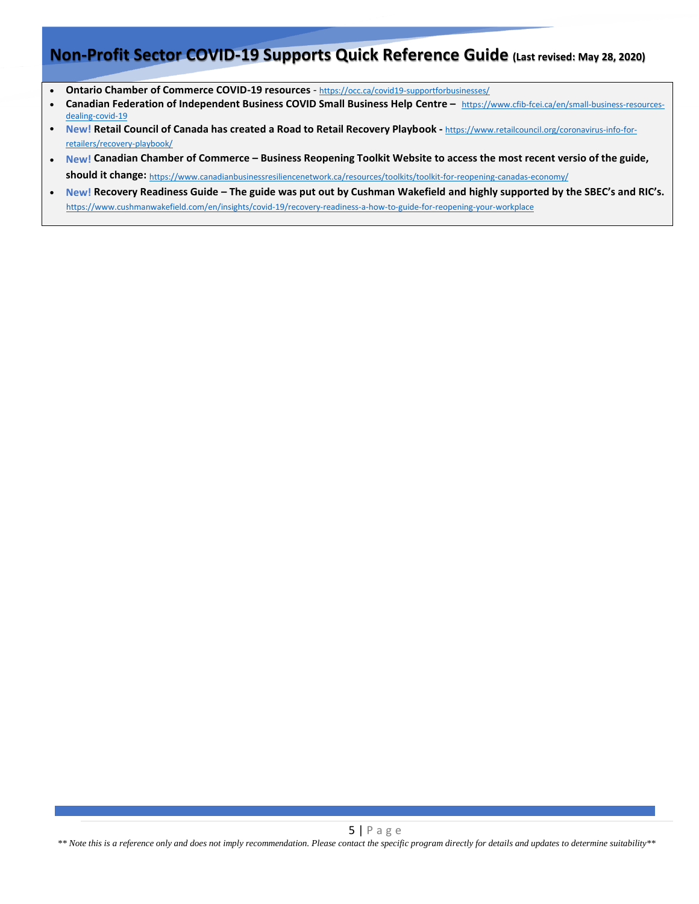- **Ontario Chamber of Commerce COVID-19 resources** - https://occ.ca/covid19-supportforbusinesses/
- **Canadian Federation of Independent Business COVID Small Business Help Centre –** https://www.cfib-fcei.ca/en/small-business-resources-dealing-covid-19
- **New! Retail Council of Canada has created a Road to Retail Recovery Playbook -** https://www.retailcouncil.org/coronavirus-info-for-retailers/recovery-playbook/
- **New! Canadian Chamber of Commerce – Business Reopening Toolkit Website to access the most recent versio of the guide, should it change:** https://www.canadianbusinessresiliencenetwork.ca/resources/toolkits/toolkit-for-reopening-canadas-economy/
- **New! Recovery Readiness Guide – The guide was put out by Cushman Wakefield and highly supported by the SBEC's and RIC's.** https://www.cushmanwakefield.com/en/insights/covid-19/recovery-readiness-a-how-to-guide-for-reopening-your-workplace